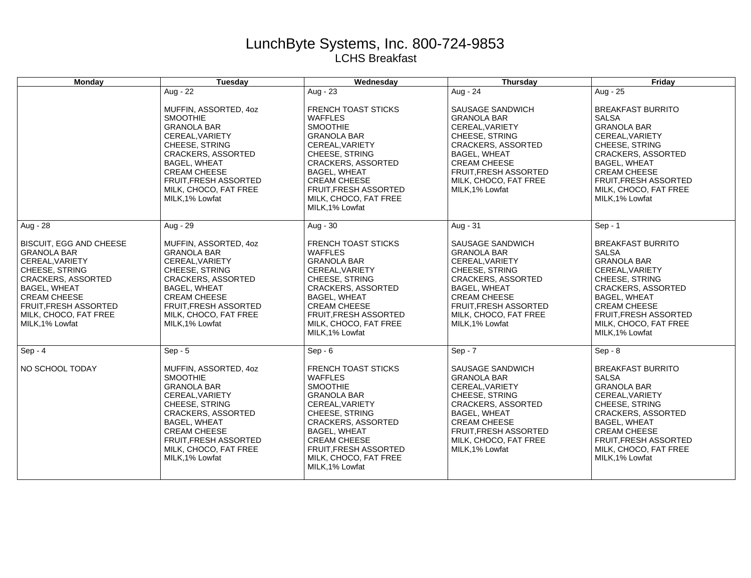# LunchByte Systems, Inc. 800-724-9853

## LCHS Breakfast

| Monday | Tuesday | Wednesday | Thursday | Friday |
|---|---|---|---|---|
| | Aug - 22<br><br>MUFFIN, ASSORTED, 4oz<br>SMOOTHIE<br>GRANOLA BAR<br>CEREAL,VARIETY<br>CHEESE, STRING<br>CRACKERS, ASSORTED<br>BAGEL, WHEAT<br>CREAM CHEESE<br>FRUIT,FRESH ASSORTED<br>MILK, CHOCO, FAT FREE<br>MILK,1% Lowfat | Aug - 23<br><br>FRENCH TOAST STICKS<br>WAFFLES<br>SMOOTHIE<br>GRANOLA BAR<br>CEREAL,VARIETY<br>CHEESE, STRING<br>CRACKERS, ASSORTED<br>BAGEL, WHEAT<br>CREAM CHEESE<br>FRUIT,FRESH ASSORTED<br>MILK, CHOCO, FAT FREE<br>MILK,1% Lowfat | Aug - 24<br><br>SAUSAGE SANDWICH<br>GRANOLA BAR<br>CEREAL,VARIETY<br>CHEESE, STRING<br>CRACKERS, ASSORTED<br>BAGEL, WHEAT<br>CREAM CHEESE<br>FRUIT,FRESH ASSORTED<br>MILK, CHOCO, FAT FREE<br>MILK,1% Lowfat | Aug - 25<br><br>BREAKFAST BURRITO<br>SALSA<br>GRANOLA BAR<br>CEREAL,VARIETY<br>CHEESE, STRING<br>CRACKERS, ASSORTED<br>BAGEL, WHEAT<br>CREAM CHEESE<br>FRUIT,FRESH ASSORTED<br>MILK, CHOCO, FAT FREE<br>MILK,1% Lowfat |
| Aug - 28<br><br>BISCUIT, EGG AND CHEESE<br>GRANOLA BAR<br>CEREAL,VARIETY<br>CHEESE, STRING<br>CRACKERS, ASSORTED<br>BAGEL, WHEAT<br>CREAM CHEESE<br>FRUIT,FRESH ASSORTED<br>MILK, CHOCO, FAT FREE<br>MILK,1% Lowfat | Aug - 29<br><br>MUFFIN, ASSORTED, 4oz<br>GRANOLA BAR<br>CEREAL,VARIETY<br>CHEESE, STRING<br>CRACKERS, ASSORTED<br>BAGEL, WHEAT<br>CREAM CHEESE<br>FRUIT,FRESH ASSORTED<br>MILK, CHOCO, FAT FREE<br>MILK,1% Lowfat | Aug - 30<br><br>FRENCH TOAST STICKS<br>WAFFLES<br>GRANOLA BAR<br>CEREAL,VARIETY<br>CHEESE, STRING<br>CRACKERS, ASSORTED<br>BAGEL, WHEAT<br>CREAM CHEESE<br>FRUIT,FRESH ASSORTED<br>MILK, CHOCO, FAT FREE<br>MILK,1% Lowfat | Aug - 31<br><br>SAUSAGE SANDWICH<br>GRANOLA BAR<br>CEREAL,VARIETY<br>CHEESE, STRING<br>CRACKERS, ASSORTED<br>BAGEL, WHEAT<br>CREAM CHEESE<br>FRUIT,FRESH ASSORTED<br>MILK, CHOCO, FAT FREE<br>MILK,1% Lowfat | Sep - 1<br><br>BREAKFAST BURRITO<br>SALSA<br>GRANOLA BAR<br>CEREAL,VARIETY<br>CHEESE, STRING<br>CRACKERS, ASSORTED<br>BAGEL, WHEAT<br>CREAM CHEESE<br>FRUIT,FRESH ASSORTED<br>MILK, CHOCO, FAT FREE<br>MILK,1% Lowfat |
| Sep - 4<br><br>NO SCHOOL TODAY | Sep - 5<br><br>MUFFIN, ASSORTED, 4oz<br>SMOOTHIE<br>GRANOLA BAR<br>CEREAL,VARIETY<br>CHEESE, STRING<br>CRACKERS, ASSORTED<br>BAGEL, WHEAT<br>CREAM CHEESE<br>FRUIT,FRESH ASSORTED<br>MILK, CHOCO, FAT FREE<br>MILK,1% Lowfat | Sep - 6<br><br>FRENCH TOAST STICKS<br>WAFFLES<br>SMOOTHIE<br>GRANOLA BAR<br>CEREAL,VARIETY<br>CHEESE, STRING<br>CRACKERS, ASSORTED<br>BAGEL, WHEAT<br>CREAM CHEESE<br>FRUIT,FRESH ASSORTED<br>MILK, CHOCO, FAT FREE<br>MILK,1% Lowfat | Sep - 7<br><br>SAUSAGE SANDWICH<br>GRANOLA BAR<br>CEREAL,VARIETY<br>CHEESE, STRING<br>CRACKERS, ASSORTED<br>BAGEL, WHEAT<br>CREAM CHEESE<br>FRUIT,FRESH ASSORTED<br>MILK, CHOCO, FAT FREE<br>MILK,1% Lowfat | Sep - 8<br><br>BREAKFAST BURRITO<br>SALSA<br>GRANOLA BAR<br>CEREAL,VARIETY<br>CHEESE, STRING<br>CRACKERS, ASSORTED<br>BAGEL, WHEAT<br>CREAM CHEESE<br>FRUIT,FRESH ASSORTED<br>MILK, CHOCO, FAT FREE<br>MILK,1% Lowfat |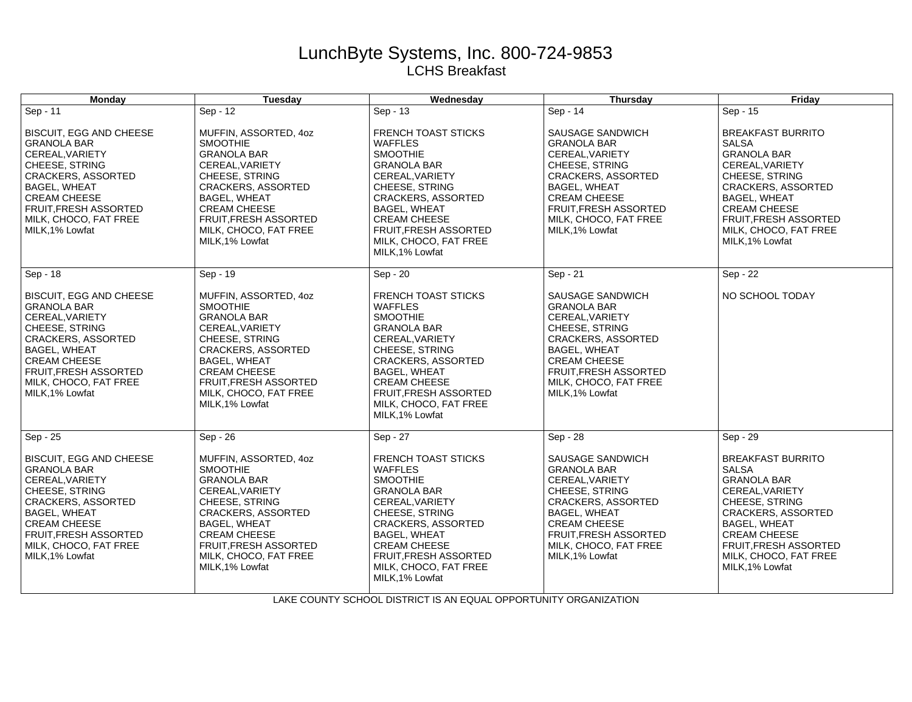# LunchByte Systems, Inc. 800-724-9853

LCHS Breakfast

| Monday | Tuesday | Wednesday | Thursday | Friday |
|---|---|---|---|---|
| Sep - 11<br><br>BISCUIT, EGG AND CHEESE<br>GRANOLA BAR<br>CEREAL,VARIETY<br>CHEESE, STRING<br>CRACKERS, ASSORTED<br>BAGEL, WHEAT<br>CREAM CHEESE<br>FRUIT,FRESH ASSORTED<br>MILK, CHOCO, FAT FREE<br>MILK,1% Lowfat | Sep - 12<br><br>MUFFIN, ASSORTED, 4oz<br>SMOOTHIE<br>GRANOLA BAR<br>CEREAL,VARIETY<br>CHEESE, STRING<br>CRACKERS, ASSORTED<br>BAGEL, WHEAT<br>CREAM CHEESE<br>FRUIT,FRESH ASSORTED<br>MILK, CHOCO, FAT FREE<br>MILK,1% Lowfat | Sep - 13<br><br>FRENCH TOAST STICKS<br>WAFFLES<br>SMOOTHIE<br>GRANOLA BAR<br>CEREAL,VARIETY<br>CHEESE, STRING<br>CRACKERS, ASSORTED<br>BAGEL, WHEAT<br>CREAM CHEESE<br>FRUIT,FRESH ASSORTED<br>MILK, CHOCO, FAT FREE<br>MILK,1% Lowfat | Sep - 14<br><br>SAUSAGE SANDWICH<br>GRANOLA BAR<br>CEREAL,VARIETY<br>CHEESE, STRING<br>CRACKERS, ASSORTED<br>BAGEL, WHEAT<br>CREAM CHEESE<br>FRUIT,FRESH ASSORTED<br>MILK, CHOCO, FAT FREE<br>MILK,1% Lowfat | Sep - 15<br><br>BREAKFAST BURRITO<br>SALSA<br>GRANOLA BAR<br>CEREAL,VARIETY<br>CHEESE, STRING<br>CRACKERS, ASSORTED<br>BAGEL, WHEAT<br>CREAM CHEESE<br>FRUIT,FRESH ASSORTED<br>MILK, CHOCO, FAT FREE<br>MILK,1% Lowfat |
| Sep - 18<br><br>BISCUIT, EGG AND CHEESE<br>GRANOLA BAR<br>CEREAL,VARIETY<br>CHEESE, STRING<br>CRACKERS, ASSORTED<br>BAGEL, WHEAT<br>CREAM CHEESE<br>FRUIT,FRESH ASSORTED<br>MILK, CHOCO, FAT FREE<br>MILK,1% Lowfat | Sep - 19<br><br>MUFFIN, ASSORTED, 4oz<br>SMOOTHIE<br>GRANOLA BAR<br>CEREAL,VARIETY<br>CHEESE, STRING<br>CRACKERS, ASSORTED<br>BAGEL, WHEAT<br>CREAM CHEESE<br>FRUIT,FRESH ASSORTED<br>MILK, CHOCO, FAT FREE<br>MILK,1% Lowfat | Sep - 20<br><br>FRENCH TOAST STICKS<br>WAFFLES<br>SMOOTHIE<br>GRANOLA BAR<br>CEREAL,VARIETY<br>CHEESE, STRING<br>CRACKERS, ASSORTED<br>BAGEL, WHEAT<br>CREAM CHEESE<br>FRUIT,FRESH ASSORTED<br>MILK, CHOCO, FAT FREE<br>MILK,1% Lowfat | Sep - 21<br><br>SAUSAGE SANDWICH<br>GRANOLA BAR<br>CEREAL,VARIETY<br>CHEESE, STRING<br>CRACKERS, ASSORTED<br>BAGEL, WHEAT<br>CREAM CHEESE<br>FRUIT,FRESH ASSORTED<br>MILK, CHOCO, FAT FREE<br>MILK,1% Lowfat | Sep - 22<br><br>NO SCHOOL TODAY |
| Sep - 25<br><br>BISCUIT, EGG AND CHEESE<br>GRANOLA BAR<br>CEREAL,VARIETY<br>CHEESE, STRING<br>CRACKERS, ASSORTED<br>BAGEL, WHEAT<br>CREAM CHEESE<br>FRUIT,FRESH ASSORTED<br>MILK, CHOCO, FAT FREE<br>MILK,1% Lowfat | Sep - 26<br><br>MUFFIN, ASSORTED, 4oz<br>SMOOTHIE<br>GRANOLA BAR<br>CEREAL,VARIETY<br>CHEESE, STRING<br>CRACKERS, ASSORTED<br>BAGEL, WHEAT<br>CREAM CHEESE<br>FRUIT,FRESH ASSORTED<br>MILK, CHOCO, FAT FREE<br>MILK,1% Lowfat | Sep - 27<br><br>FRENCH TOAST STICKS<br>WAFFLES<br>SMOOTHIE<br>GRANOLA BAR<br>CEREAL,VARIETY<br>CHEESE, STRING<br>CRACKERS, ASSORTED<br>BAGEL, WHEAT<br>CREAM CHEESE<br>FRUIT,FRESH ASSORTED<br>MILK, CHOCO, FAT FREE<br>MILK,1% Lowfat | Sep - 28<br><br>SAUSAGE SANDWICH<br>GRANOLA BAR<br>CEREAL,VARIETY<br>CHEESE, STRING<br>CRACKERS, ASSORTED<br>BAGEL, WHEAT<br>CREAM CHEESE<br>FRUIT,FRESH ASSORTED<br>MILK, CHOCO, FAT FREE<br>MILK,1% Lowfat | Sep - 29<br><br>BREAKFAST BURRITO<br>SALSA<br>GRANOLA BAR<br>CEREAL,VARIETY<br>CHEESE, STRING<br>CRACKERS, ASSORTED<br>BAGEL, WHEAT<br>CREAM CHEESE<br>FRUIT,FRESH ASSORTED<br>MILK, CHOCO, FAT FREE<br>MILK,1% Lowfat |

LAKE COUNTY SCHOOL DISTRICT IS AN EQUAL OPPORTUNITY ORGANIZATION